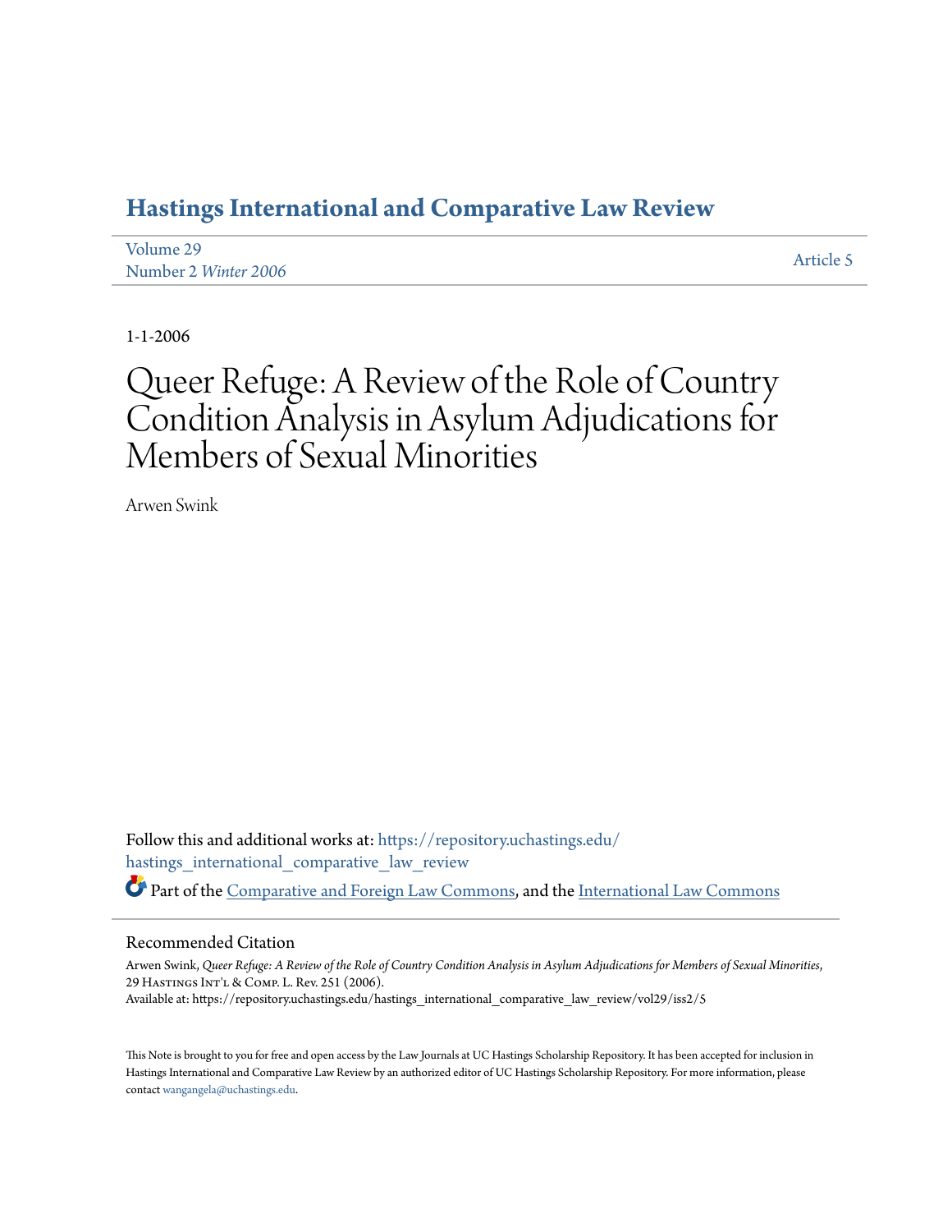# Hastings International and Comparative Law Review

Volume 29
Number 2 *Winter 2006*

Article 5

1-1-2006

# Queer Refuge: A Review of the Role of Country Condition Analysis in Asylum Adjudications for Members of Sexual Minorities

Arwen Swink

Follow this and additional works at: https://repository.uchastings.edu/hastings_international_comparative_law_review

Part of the Comparative and Foreign Law Commons, and the International Law Commons

## Recommended Citation

Arwen Swink, *Queer Refuge: A Review of the Role of Country Condition Analysis in Asylum Adjudications for Members of Sexual Minorities*, 29 Hastings Int'l & Comp. L. Rev. 251 (2006).
Available at: https://repository.uchastings.edu/hastings_international_comparative_law_review/vol29/iss2/5

This Note is brought to you for free and open access by the Law Journals at UC Hastings Scholarship Repository. It has been accepted for inclusion in Hastings International and Comparative Law Review by an authorized editor of UC Hastings Scholarship Repository. For more information, please contact wangangela@uchastings.edu.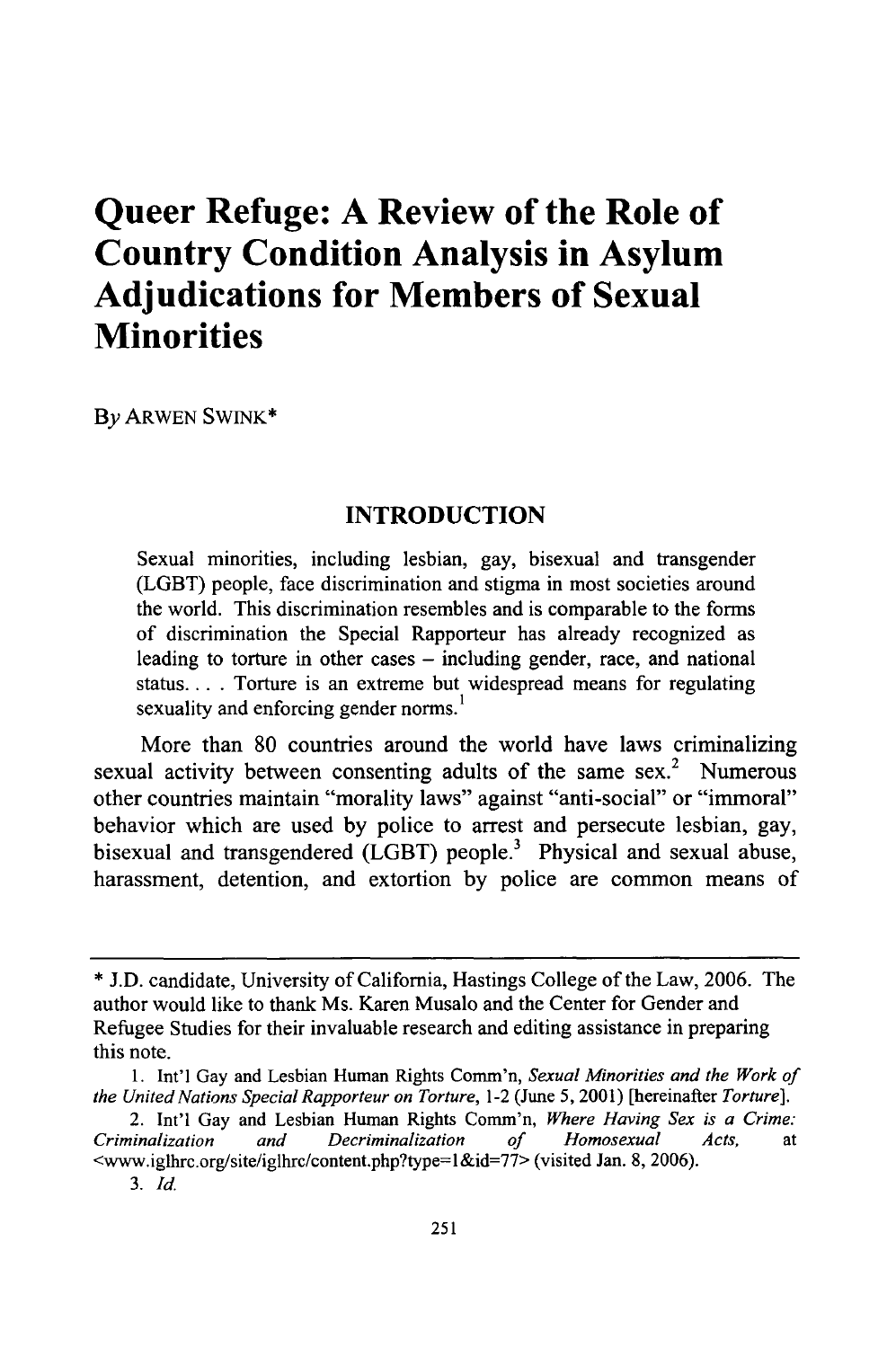# Queer Refuge: A Review of the Role of Country Condition Analysis in Asylum Adjudications for Members of Sexual Minorities

By ARWEN SWINK*

## INTRODUCTION

> Sexual minorities, including lesbian, gay, bisexual and transgender (LGBT) people, face discrimination and stigma in most societies around the world. This discrimination resembles and is comparable to the forms of discrimination the Special Rapporteur has already recognized as leading to torture in other cases – including gender, race, and national status. . . . Torture is an extreme but widespread means for regulating sexuality and enforcing gender norms.[1]

More than 80 countries around the world have laws criminalizing sexual activity between consenting adults of the same sex.[2] Numerous other countries maintain "morality laws" against "anti-social" or "immoral" behavior which are used by police to arrest and persecute lesbian, gay, bisexual and transgendered (LGBT) people.[3] Physical and sexual abuse, harassment, detention, and extortion by police are common means of

---

\* J.D. candidate, University of California, Hastings College of the Law, 2006. The author would like to thank Ms. Karen Musalo and the Center for Gender and Refugee Studies for their invaluable research and editing assistance in preparing this note.

1. Int'l Gay and Lesbian Human Rights Comm'n, *Sexual Minorities and the Work of the United Nations Special Rapporteur on Torture*, 1-2 (June 5, 2001) [hereinafter *Torture*].

2. Int'l Gay and Lesbian Human Rights Comm'n, *Where Having Sex is a Crime: Criminalization and Decriminalization of Homosexual Acts*, at <www.iglhrc.org/site/iglhrc/content.php?type=1&id=77> (visited Jan. 8, 2006).

3. *Id.*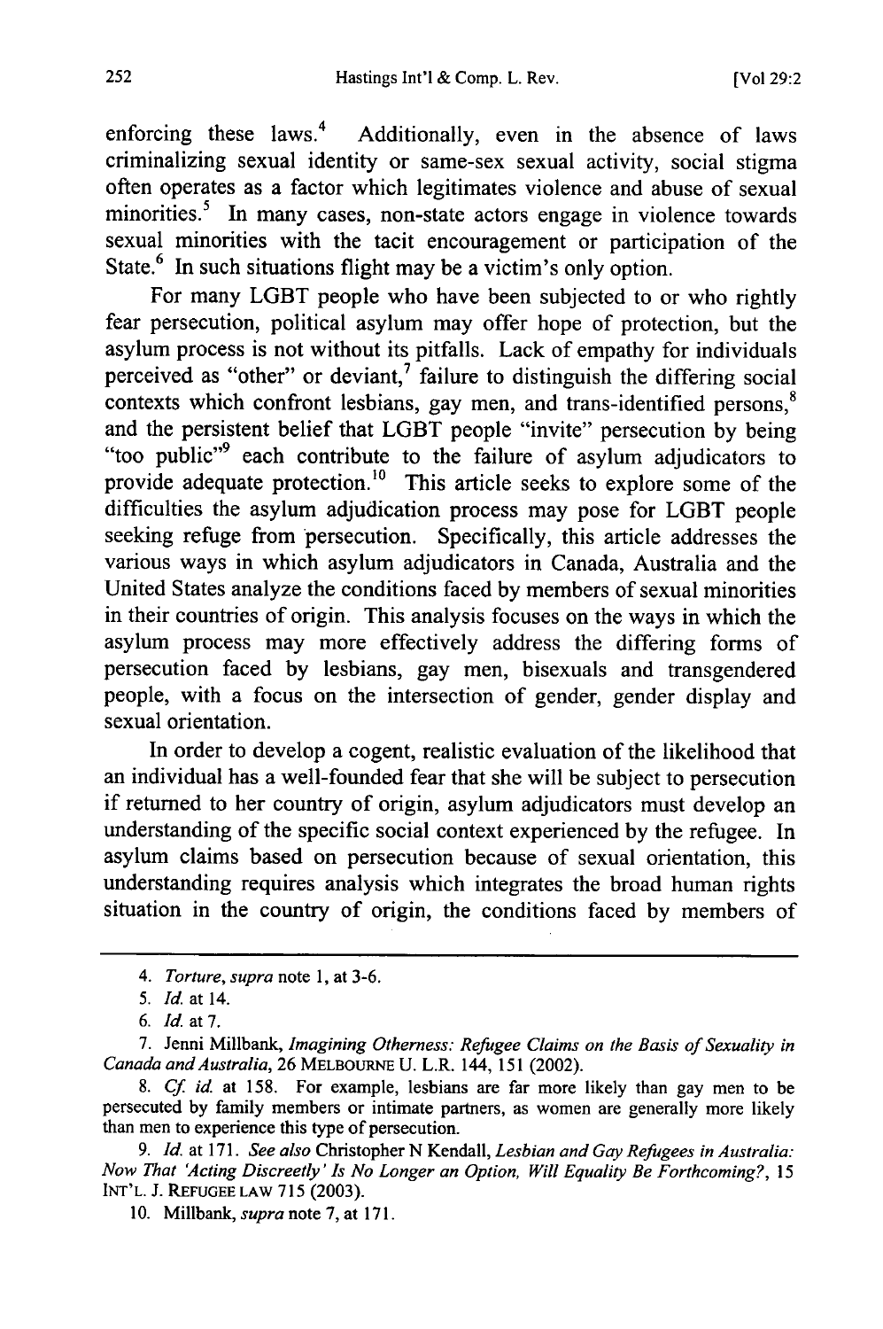enforcing these laws.[4] Additionally, even in the absence of laws criminalizing sexual identity or same-sex sexual activity, social stigma often operates as a factor which legitimates violence and abuse of sexual minorities.[5] In many cases, non-state actors engage in violence towards sexual minorities with the tacit encouragement or participation of the State.[6] In such situations flight may be a victim's only option.

For many LGBT people who have been subjected to or who rightly fear persecution, political asylum may offer hope of protection, but the asylum process is not without its pitfalls. Lack of empathy for individuals perceived as "other" or deviant,[7] failure to distinguish the differing social contexts which confront lesbians, gay men, and trans-identified persons,[8] and the persistent belief that LGBT people "invite" persecution by being "too public"[9] each contribute to the failure of asylum adjudicators to provide adequate protection.[10] This article seeks to explore some of the difficulties the asylum adjudication process may pose for LGBT people seeking refuge from persecution. Specifically, this article addresses the various ways in which asylum adjudicators in Canada, Australia and the United States analyze the conditions faced by members of sexual minorities in their countries of origin. This analysis focuses on the ways in which the asylum process may more effectively address the differing forms of persecution faced by lesbians, gay men, bisexuals and transgendered people, with a focus on the intersection of gender, gender display and sexual orientation.

In order to develop a cogent, realistic evaluation of the likelihood that an individual has a well-founded fear that she will be subject to persecution if returned to her country of origin, asylum adjudicators must develop an understanding of the specific social context experienced by the refugee. In asylum claims based on persecution because of sexual orientation, this understanding requires analysis which integrates the broad human rights situation in the country of origin, the conditions faced by members of

---

4. *Torture*, *supra* note 1, at 3-6.

5. *Id.* at 14.

6. *Id.* at 7.

7. Jenni Millbank, *Imagining Otherness: Refugee Claims on the Basis of Sexuality in Canada and Australia*, 26 MELBOURNE U. L.R. 144, 151 (2002).

8. *Cf. id.* at 158. For example, lesbians are far more likely than gay men to be persecuted by family members or intimate partners, as women are generally more likely than men to experience this type of persecution.

9. *Id.* at 171. *See also* Christopher N Kendall, *Lesbian and Gay Refugees in Australia: Now That 'Acting Discreetly' Is No Longer an Option, Will Equality Be Forthcoming?*, 15 INT'L. J. REFUGEE LAW 715 (2003).

10. Millbank, *supra* note 7, at 171.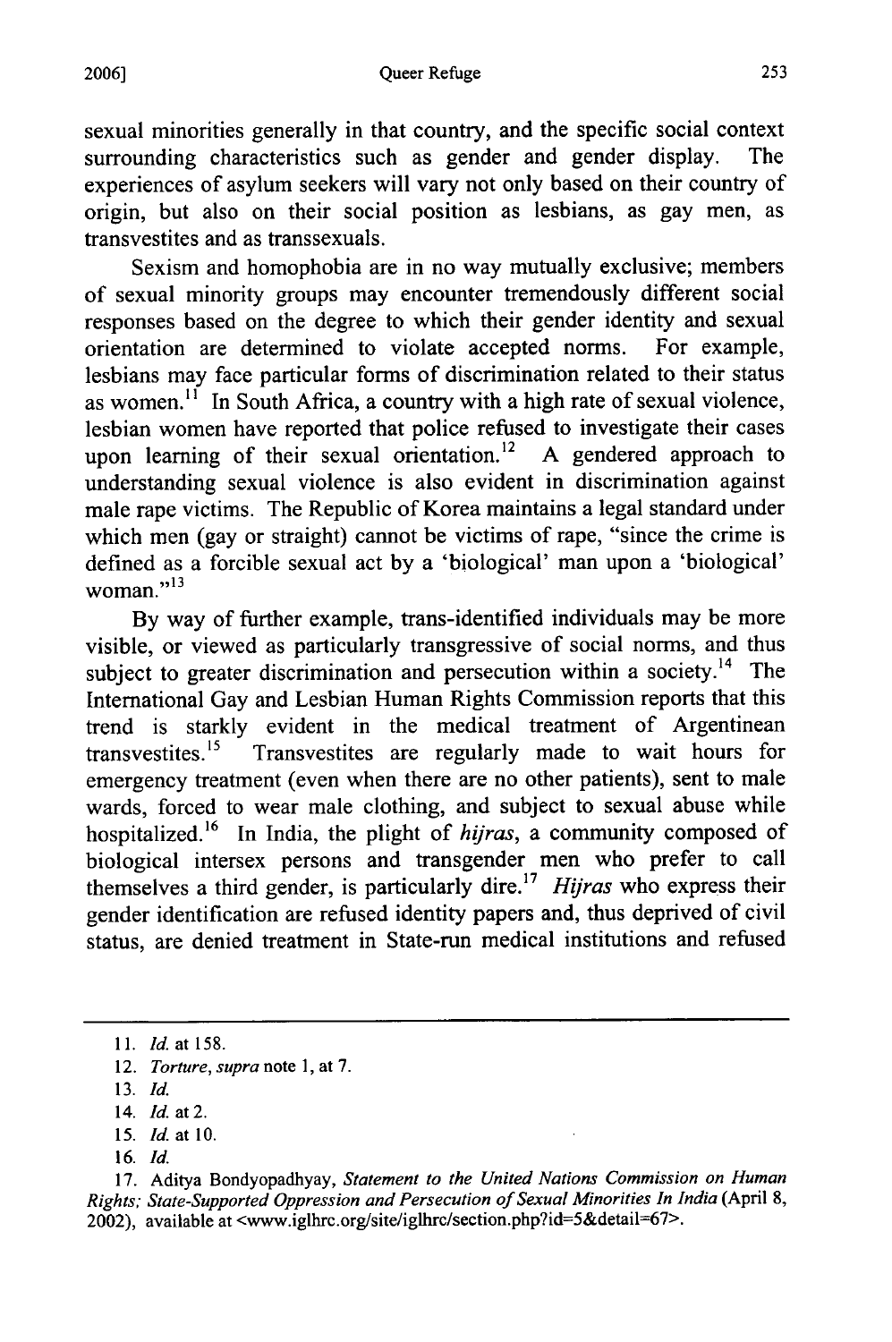sexual minorities generally in that country, and the specific social context surrounding characteristics such as gender and gender display. The experiences of asylum seekers will vary not only based on their country of origin, but also on their social position as lesbians, as gay men, as transvestites and as transsexuals.

Sexism and homophobia are in no way mutually exclusive; members of sexual minority groups may encounter tremendously different social responses based on the degree to which their gender identity and sexual orientation are determined to violate accepted norms. For example, lesbians may face particular forms of discrimination related to their status as women.[11] In South Africa, a country with a high rate of sexual violence, lesbian women have reported that police refused to investigate their cases upon learning of their sexual orientation.[12] A gendered approach to understanding sexual violence is also evident in discrimination against male rape victims. The Republic of Korea maintains a legal standard under which men (gay or straight) cannot be victims of rape, "since the crime is defined as a forcible sexual act by a 'biological' man upon a 'biological' woman."[13]

By way of further example, trans-identified individuals may be more visible, or viewed as particularly transgressive of social norms, and thus subject to greater discrimination and persecution within a society.[14] The International Gay and Lesbian Human Rights Commission reports that this trend is starkly evident in the medical treatment of Argentinean transvestites.[15] Transvestites are regularly made to wait hours for emergency treatment (even when there are no other patients), sent to male wards, forced to wear male clothing, and subject to sexual abuse while hospitalized.[16] In India, the plight of *hijras*, a community composed of biological intersex persons and transgender men who prefer to call themselves a third gender, is particularly dire.[17] *Hijras* who express their gender identification are refused identity papers and, thus deprived of civil status, are denied treatment in State-run medical institutions and refused

---

11. *Id.* at 158.
12. *Torture, supra* note 1, at 7.
13. *Id.*
14. *Id.* at 2.
15. *Id.* at 10.
16. *Id.*
17. Aditya Bondyopadhyay, *Statement to the United Nations Commission on Human Rights; State-Supported Oppression and Persecution of Sexual Minorities In India* (April 8, 2002), available at <www.iglhrc.org/site/iglhrc/section.php?id=5&detail=67>.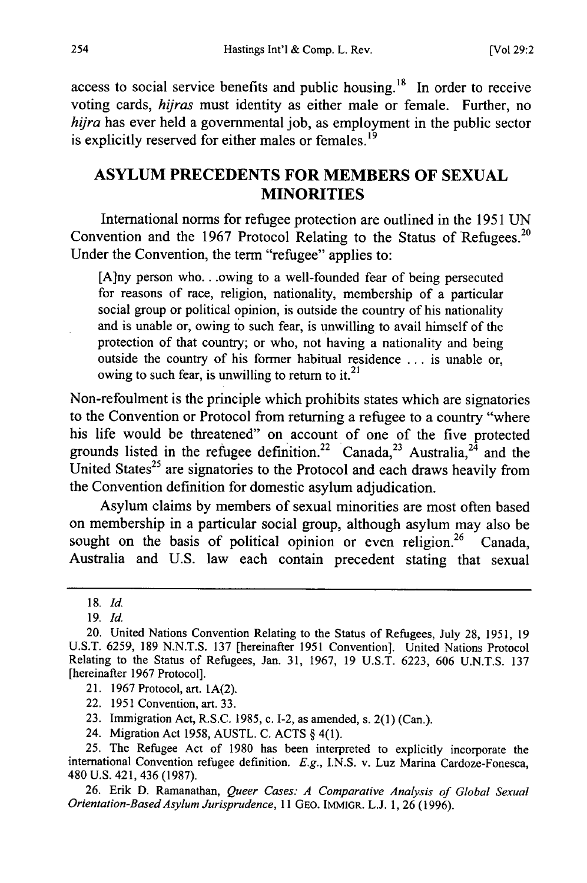access to social service benefits and public housing.[18] In order to receive voting cards, *hijras* must identity as either male or female. Further, no *hijra* has ever held a governmental job, as employment in the public sector is explicitly reserved for either males or females.[19]

## ASYLUM PRECEDENTS FOR MEMBERS OF SEXUAL MINORITIES

International norms for refugee protection are outlined in the 1951 UN Convention and the 1967 Protocol Relating to the Status of Refugees.[20] Under the Convention, the term "refugee" applies to:

> [A]ny person who. . .owing to a well-founded fear of being persecuted for reasons of race, religion, nationality, membership of a particular social group or political opinion, is outside the country of his nationality and is unable or, owing to such fear, is unwilling to avail himself of the protection of that country; or who, not having a nationality and being outside the country of his former habitual residence . . . is unable or, owing to such fear, is unwilling to return to it.[21]

Non-refoulment is the principle which prohibits states which are signatories to the Convention or Protocol from returning a refugee to a country "where his life would be threatened" on account of one of the five protected grounds listed in the refugee definition.[22] Canada,[23] Australia,[24] and the United States[25] are signatories to the Protocol and each draws heavily from the Convention definition for domestic asylum adjudication.

Asylum claims by members of sexual minorities are most often based on membership in a particular social group, although asylum may also be sought on the basis of political opinion or even religion.[26] Canada, Australia and U.S. law each contain precedent stating that sexual

---

18. *Id.*

19. *Id.*

20. United Nations Convention Relating to the Status of Refugees, July 28, 1951, 19 U.S.T. 6259, 189 N.N.T.S. 137 [hereinafter 1951 Convention]. United Nations Protocol Relating to the Status of Refugees, Jan. 31, 1967, 19 U.S.T. 6223, 606 U.N.T.S. 137 [hereinafter 1967 Protocol].

21. 1967 Protocol, art. 1A(2).

22. 1951 Convention, art. 33.

23. Immigration Act, R.S.C. 1985, c. I-2, as amended, s. 2(1) (Can.).

24. Migration Act 1958, AUSTL. C. ACTS § 4(1).

25. The Refugee Act of 1980 has been interpreted to explicitly incorporate the international Convention refugee definition. *E.g.*, I.N.S. v. Luz Marina Cardoze-Fonesca, 480 U.S. 421, 436 (1987).

26. Erik D. Ramanathan, *Queer Cases: A Comparative Analysis of Global Sexual Orientation-Based Asylum Jurisprudence*, 11 GEO. IMMIGR. L.J. 1, 26 (1996).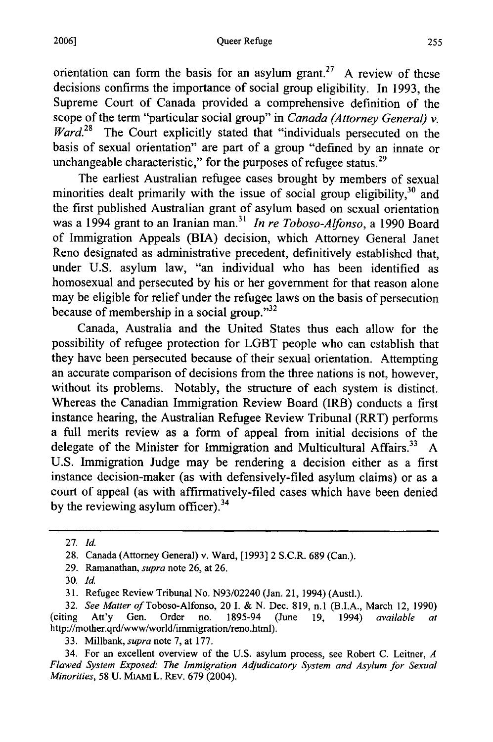orientation can form the basis for an asylum grant.[27] A review of these decisions confirms the importance of social group eligibility. In 1993, the Supreme Court of Canada provided a comprehensive definition of the scope of the term "particular social group" in *Canada (Attorney General) v. Ward*.[28] The Court explicitly stated that "individuals persecuted on the basis of sexual orientation" are part of a group "defined by an innate or unchangeable characteristic," for the purposes of refugee status.[29]

The earliest Australian refugee cases brought by members of sexual minorities dealt primarily with the issue of social group eligibility,[30] and the first published Australian grant of asylum based on sexual orientation was a 1994 grant to an Iranian man.[31] *In re Toboso-Alfonso*, a 1990 Board of Immigration Appeals (BIA) decision, which Attorney General Janet Reno designated as administrative precedent, definitively established that, under U.S. asylum law, "an individual who has been identified as homosexual and persecuted by his or her government for that reason alone may be eligible for relief under the refugee laws on the basis of persecution because of membership in a social group."[32]

Canada, Australia and the United States thus each allow for the possibility of refugee protection for LGBT people who can establish that they have been persecuted because of their sexual orientation. Attempting an accurate comparison of decisions from the three nations is not, however, without its problems. Notably, the structure of each system is distinct. Whereas the Canadian Immigration Review Board (IRB) conducts a first instance hearing, the Australian Refugee Review Tribunal (RRT) performs a full merits review as a form of appeal from initial decisions of the delegate of the Minister for Immigration and Multicultural Affairs.[33] A U.S. Immigration Judge may be rendering a decision either as a first instance decision-maker (as with defensively-filed asylum claims) or as a court of appeal (as with affirmatively-filed cases which have been denied by the reviewing asylum officer).[34]

---

27. *Id.*

28. Canada (Attorney General) v. Ward, [1993] 2 S.C.R. 689 (Can.).

29. Ramanathan, *supra* note 26, at 26.

30. *Id.*

31. Refugee Review Tribunal No. N93/02240 (Jan. 21, 1994) (Austl.).

32. *See Matter of* Toboso-Alfonso, 20 I. & N. Dec. 819, n.1 (B.I.A., March 12, 1990) (citing Att'y Gen. Order no. 1895-94 (June 19, 1994) *available at* http://mother.qrd/www/world/immigration/reno.html).

33. Millbank, *supra* note 7, at 177.

34. For an excellent overview of the U.S. asylum process, see Robert C. Leitner, *A Flawed System Exposed: The Immigration Adjudicatory System and Asylum for Sexual Minorities*, 58 U. MIAMI L. REV. 679 (2004).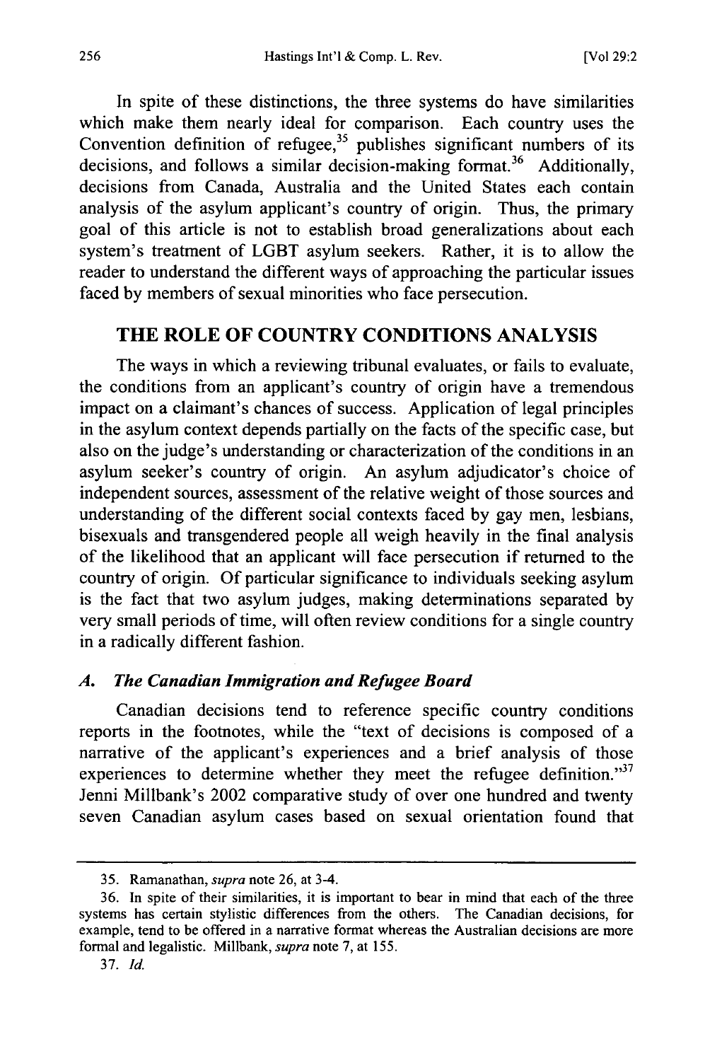In spite of these distinctions, the three systems do have similarities which make them nearly ideal for comparison. Each country uses the Convention definition of refugee,[35] publishes significant numbers of its decisions, and follows a similar decision-making format.[36] Additionally, decisions from Canada, Australia and the United States each contain analysis of the asylum applicant's country of origin. Thus, the primary goal of this article is not to establish broad generalizations about each system's treatment of LGBT asylum seekers. Rather, it is to allow the reader to understand the different ways of approaching the particular issues faced by members of sexual minorities who face persecution.

## THE ROLE OF COUNTRY CONDITIONS ANALYSIS

The ways in which a reviewing tribunal evaluates, or fails to evaluate, the conditions from an applicant's country of origin have a tremendous impact on a claimant's chances of success. Application of legal principles in the asylum context depends partially on the facts of the specific case, but also on the judge's understanding or characterization of the conditions in an asylum seeker's country of origin. An asylum adjudicator's choice of independent sources, assessment of the relative weight of those sources and understanding of the different social contexts faced by gay men, lesbians, bisexuals and transgendered people all weigh heavily in the final analysis of the likelihood that an applicant will face persecution if returned to the country of origin. Of particular significance to individuals seeking asylum is the fact that two asylum judges, making determinations separated by very small periods of time, will often review conditions for a single country in a radically different fashion.

### A. *The Canadian Immigration and Refugee Board*

Canadian decisions tend to reference specific country conditions reports in the footnotes, while the "text of decisions is composed of a narrative of the applicant's experiences and a brief analysis of those experiences to determine whether they meet the refugee definition."[37] Jenni Millbank's 2002 comparative study of over one hundred and twenty seven Canadian asylum cases based on sexual orientation found that

---

35. Ramanathan, *supra* note 26, at 3-4.

36. In spite of their similarities, it is important to bear in mind that each of the three systems has certain stylistic differences from the others. The Canadian decisions, for example, tend to be offered in a narrative format whereas the Australian decisions are more formal and legalistic. Millbank, *supra* note 7, at 155.

37. *Id.*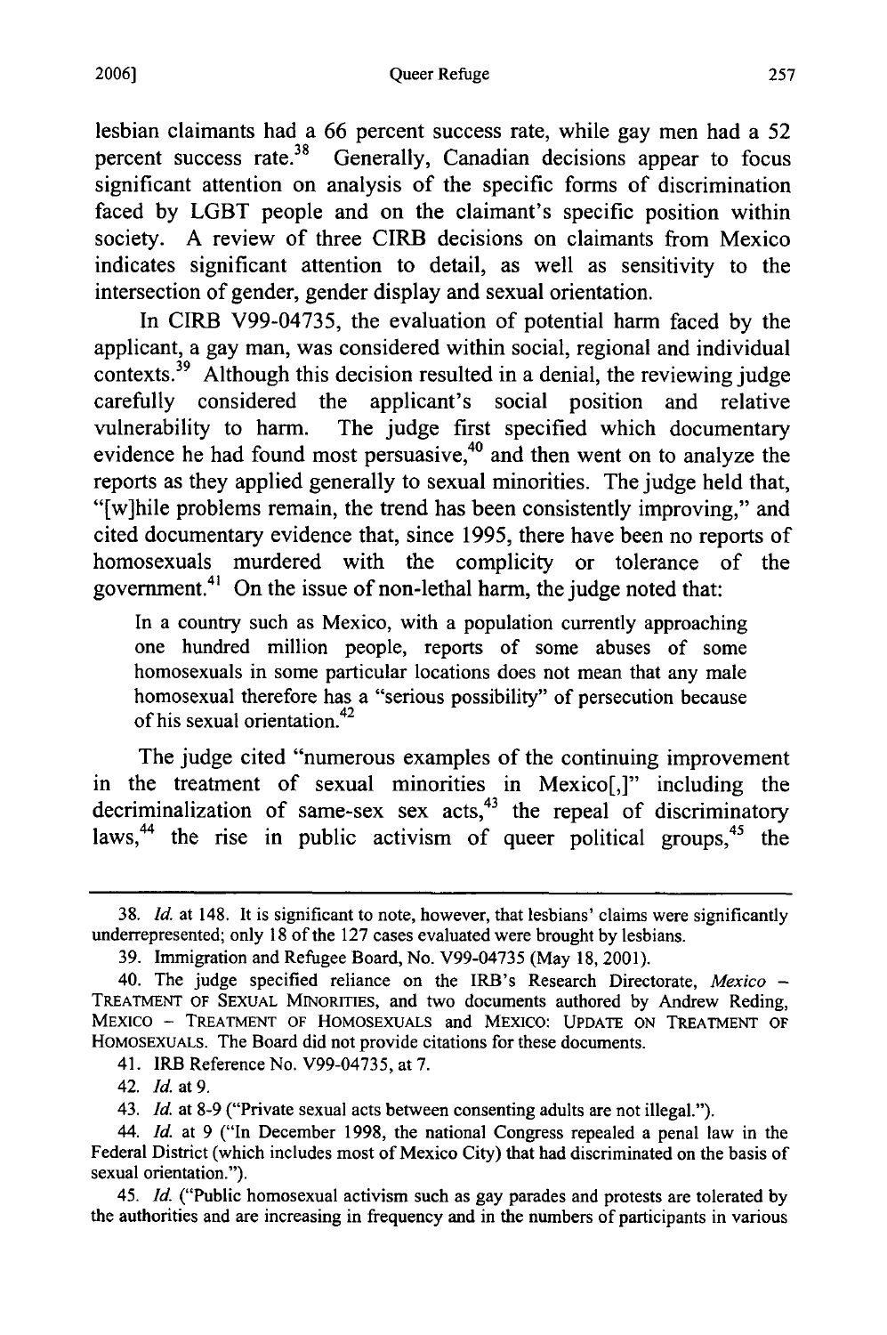lesbian claimants had a 66 percent success rate, while gay men had a 52 percent success rate.[38] Generally, Canadian decisions appear to focus significant attention on analysis of the specific forms of discrimination faced by LGBT people and on the claimant's specific position within society. A review of three CIRB decisions on claimants from Mexico indicates significant attention to detail, as well as sensitivity to the intersection of gender, gender display and sexual orientation.

In CIRB V99-04735, the evaluation of potential harm faced by the applicant, a gay man, was considered within social, regional and individual contexts.[39] Although this decision resulted in a denial, the reviewing judge carefully considered the applicant's social position and relative vulnerability to harm. The judge first specified which documentary evidence he had found most persuasive,[40] and then went on to analyze the reports as they applied generally to sexual minorities. The judge held that, "[w]hile problems remain, the trend has been consistently improving," and cited documentary evidence that, since 1995, there have been no reports of homosexuals murdered with the complicity or tolerance of the government.[41] On the issue of non-lethal harm, the judge noted that:

> In a country such as Mexico, with a population currently approaching one hundred million people, reports of some abuses of some homosexuals in some particular locations does not mean that any male homosexual therefore has a "serious possibility" of persecution because of his sexual orientation.[42]

The judge cited "numerous examples of the continuing improvement in the treatment of sexual minorities in Mexico[,]" including the decriminalization of same-sex sex acts,[43] the repeal of discriminatory laws,[44] the rise in public activism of queer political groups,[45] the

---

38. *Id.* at 148. It is significant to note, however, that lesbians' claims were significantly underrepresented; only 18 of the 127 cases evaluated were brought by lesbians.

39. Immigration and Refugee Board, No. V99-04735 (May 18, 2001).

40. The judge specified reliance on the IRB's Research Directorate, *Mexico – Treatment of Sexual Minorities*, and two documents authored by Andrew Reding, MEXICO – TREATMENT OF HOMOSEXUALS and MEXICO: UPDATE ON TREATMENT OF HOMOSEXUALS. The Board did not provide citations for these documents.

41. IRB Reference No. V99-04735, at 7.

42. *Id.* at 9.

43. *Id.* at 8-9 ("Private sexual acts between consenting adults are not illegal.").

44. *Id.* at 9 ("In December 1998, the national Congress repealed a penal law in the Federal District (which includes most of Mexico City) that had discriminated on the basis of sexual orientation.").

45. *Id.* ("Public homosexual activism such as gay parades and protests are tolerated by the authorities and are increasing in frequency and in the numbers of participants in various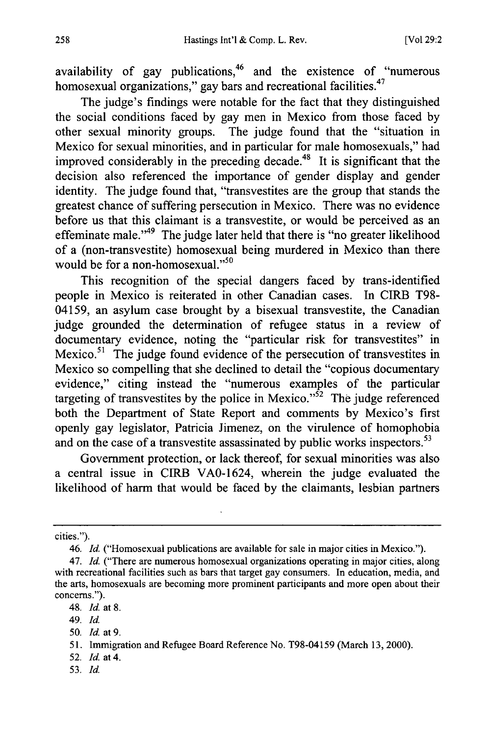availability of gay publications,[46] and the existence of "numerous homosexual organizations," gay bars and recreational facilities.[47]

The judge's findings were notable for the fact that they distinguished the social conditions faced by gay men in Mexico from those faced by other sexual minority groups. The judge found that the "situation in Mexico for sexual minorities, and in particular for male homosexuals," had improved considerably in the preceding decade.[48] It is significant that the decision also referenced the importance of gender display and gender identity. The judge found that, "transvestites are the group that stands the greatest chance of suffering persecution in Mexico. There was no evidence before us that this claimant is a transvestite, or would be perceived as an effeminate male."[49] The judge later held that there is "no greater likelihood of a (non-transvestite) homosexual being murdered in Mexico than there would be for a non-homosexual."[50]

This recognition of the special dangers faced by trans-identified people in Mexico is reiterated in other Canadian cases. In CIRB T98-04159, an asylum case brought by a bisexual transvestite, the Canadian judge grounded the determination of refugee status in a review of documentary evidence, noting the "particular risk for transvestites" in Mexico.[51] The judge found evidence of the persecution of transvestites in Mexico so compelling that she declined to detail the "copious documentary evidence," citing instead the "numerous examples of the particular targeting of transvestites by the police in Mexico."[52] The judge referenced both the Department of State Report and comments by Mexico's first openly gay legislator, Patricia Jimenez, on the virulence of homophobia and on the case of a transvestite assassinated by public works inspectors.[53]

Government protection, or lack thereof, for sexual minorities was also a central issue in CIRB VA0-1624, wherein the judge evaluated the likelihood of harm that would be faced by the claimants, lesbian partners

---

cities.").

46. *Id.* ("Homosexual publications are available for sale in major cities in Mexico.").

47. *Id.* ("There are numerous homosexual organizations operating in major cities, along with recreational facilities such as bars that target gay consumers. In education, media, and the arts, homosexuals are becoming more prominent participants and more open about their concerns.").

48. *Id.* at 8.

49. *Id.*

50. *Id.* at 9.

51. Immigration and Refugee Board Reference No. T98-04159 (March 13, 2000).

52. *Id.* at 4.

53. *Id.*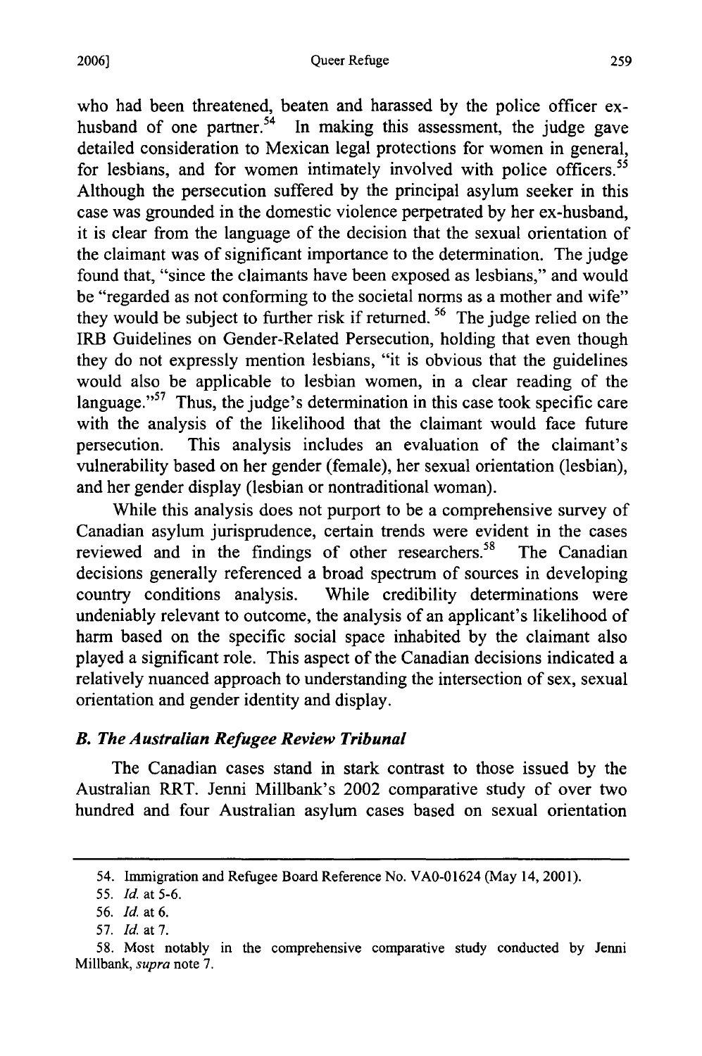who had been threatened, beaten and harassed by the police officer ex-husband of one partner.[54] In making this assessment, the judge gave detailed consideration to Mexican legal protections for women in general, for lesbians, and for women intimately involved with police officers.[55] Although the persecution suffered by the principal asylum seeker in this case was grounded in the domestic violence perpetrated by her ex-husband, it is clear from the language of the decision that the sexual orientation of the claimant was of significant importance to the determination. The judge found that, "since the claimants have been exposed as lesbians," and would be "regarded as not conforming to the societal norms as a mother and wife" they would be subject to further risk if returned.[56] The judge relied on the IRB Guidelines on Gender-Related Persecution, holding that even though they do not expressly mention lesbians, "it is obvious that the guidelines would also be applicable to lesbian women, in a clear reading of the language."[57] Thus, the judge's determination in this case took specific care with the analysis of the likelihood that the claimant would face future persecution. This analysis includes an evaluation of the claimant's vulnerability based on her gender (female), her sexual orientation (lesbian), and her gender display (lesbian or nontraditional woman).

While this analysis does not purport to be a comprehensive survey of Canadian asylum jurisprudence, certain trends were evident in the cases reviewed and in the findings of other researchers.[58] The Canadian decisions generally referenced a broad spectrum of sources in developing country conditions analysis. While credibility determinations were undeniably relevant to outcome, the analysis of an applicant's likelihood of harm based on the specific social space inhabited by the claimant also played a significant role. This aspect of the Canadian decisions indicated a relatively nuanced approach to understanding the intersection of sex, sexual orientation and gender identity and display.

### *B. The Australian Refugee Review Tribunal*

The Canadian cases stand in stark contrast to those issued by the Australian RRT. Jenni Millbank's 2002 comparative study of over two hundred and four Australian asylum cases based on sexual orientation

---

54. Immigration and Refugee Board Reference No. VA0-01624 (May 14, 2001).

55. *Id.* at 5-6.

56. *Id.* at 6.

57. *Id.* at 7.

58. Most notably in the comprehensive comparative study conducted by Jenni Millbank, *supra* note 7.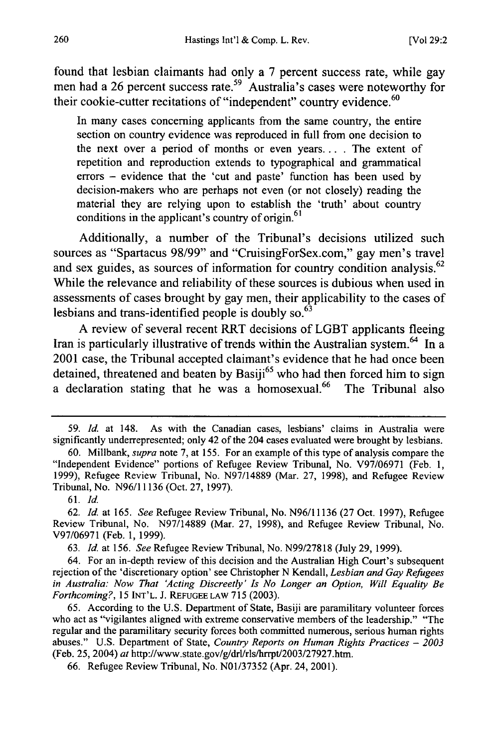found that lesbian claimants had only a 7 percent success rate, while gay men had a 26 percent success rate.[59] Australia's cases were noteworthy for their cookie-cutter recitations of "independent" country evidence.[60]

> In many cases concerning applicants from the same country, the entire section on country evidence was reproduced in full from one decision to the next over a period of months or even years.... The extent of repetition and reproduction extends to typographical and grammatical errors – evidence that the 'cut and paste' function has been used by decision-makers who are perhaps not even (or not closely) reading the material they are relying upon to establish the 'truth' about country conditions in the applicant's country of origin.[61]

Additionally, a number of the Tribunal's decisions utilized such sources as "Spartacus 98/99" and "CruisingForSex.com," gay men's travel and sex guides, as sources of information for country condition analysis.[62] While the relevance and reliability of these sources is dubious when used in assessments of cases brought by gay men, their applicability to the cases of lesbians and trans-identified people is doubly so.[63]

A review of several recent RRT decisions of LGBT applicants fleeing Iran is particularly illustrative of trends within the Australian system.[64] In a 2001 case, the Tribunal accepted claimant's evidence that he had once been detained, threatened and beaten by Basiji[65] who had then forced him to sign a declaration stating that he was a homosexual.[66] The Tribunal also

---

59. *Id.* at 148. As with the Canadian cases, lesbians' claims in Australia were significantly underrepresented; only 42 of the 204 cases evaluated were brought by lesbians.

60. Millbank, *supra* note 7, at 155. For an example of this type of analysis compare the "Independent Evidence" portions of Refugee Review Tribunal, No. V97/06971 (Feb. 1, 1999), Refugee Review Tribunal, No. N97/14889 (Mar. 27, 1998), and Refugee Review Tribunal, No. N96/11136 (Oct. 27, 1997).

61. *Id.*

62. *Id.* at 165. *See* Refugee Review Tribunal, No. N96/11136 (27 Oct. 1997), Refugee Review Tribunal, No. N97/14889 (Mar. 27, 1998), and Refugee Review Tribunal, No. V97/06971 (Feb. 1, 1999).

63. *Id.* at 156. *See* Refugee Review Tribunal, No. N99/27818 (July 29, 1999).

64. For an in-depth review of this decision and the Australian High Court's subsequent rejection of the 'discretionary option' see Christopher N Kendall, *Lesbian and Gay Refugees in Australia: Now That 'Acting Discreetly' Is No Longer an Option, Will Equality Be Forthcoming?*, 15 INT'L. J. REFUGEE LAW 715 (2003).

65. According to the U.S. Department of State, Basiji are paramilitary volunteer forces who act as "vigilantes aligned with extreme conservative members of the leadership." "The regular and the paramilitary security forces both committed numerous, serious human rights abuses." U.S. Department of State, *Country Reports on Human Rights Practices – 2003* (Feb. 25, 2004) *at* http://www.state.gov/g/drl/rls/hrrpt/2003/27927.htm.

66. Refugee Review Tribunal, No. N01/37352 (Apr. 24, 2001).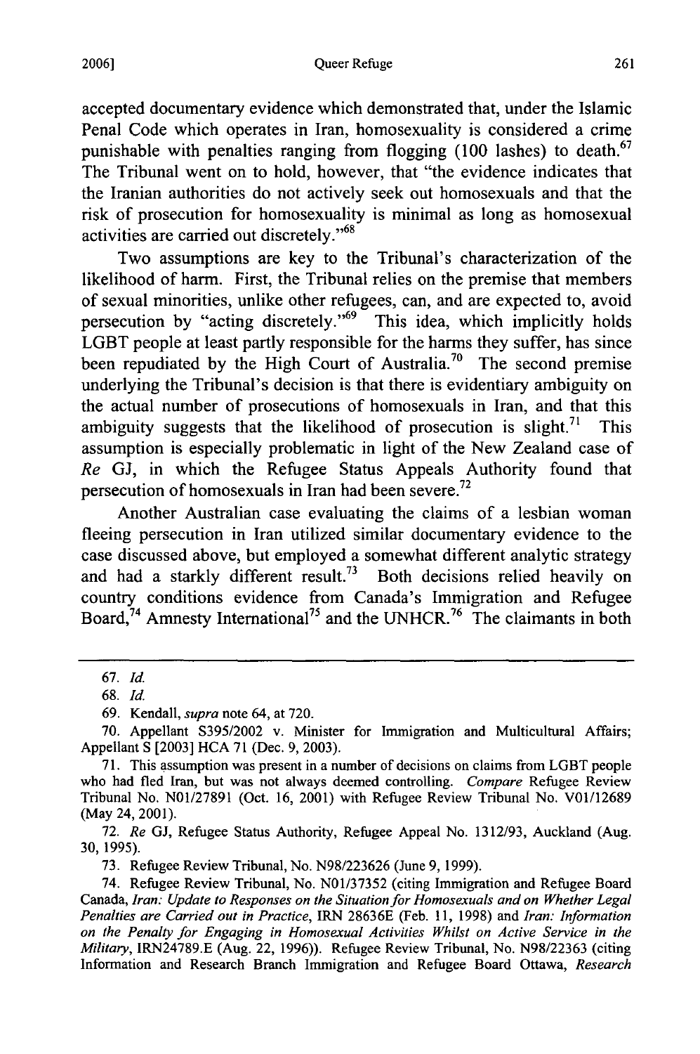accepted documentary evidence which demonstrated that, under the Islamic Penal Code which operates in Iran, homosexuality is considered a crime punishable with penalties ranging from flogging (100 lashes) to death.[67] The Tribunal went on to hold, however, that "the evidence indicates that the Iranian authorities do not actively seek out homosexuals and that the risk of prosecution for homosexuality is minimal as long as homosexual activities are carried out discretely."[68]

Two assumptions are key to the Tribunal's characterization of the likelihood of harm. First, the Tribunal relies on the premise that members of sexual minorities, unlike other refugees, can, and are expected to, avoid persecution by "acting discretely."[69] This idea, which implicitly holds LGBT people at least partly responsible for the harms they suffer, has since been repudiated by the High Court of Australia.[70] The second premise underlying the Tribunal's decision is that there is evidentiary ambiguity on the actual number of prosecutions of homosexuals in Iran, and that this ambiguity suggests that the likelihood of prosecution is slight.[71] This assumption is especially problematic in light of the New Zealand case of *Re* GJ, in which the Refugee Status Appeals Authority found that persecution of homosexuals in Iran had been severe.[72]

Another Australian case evaluating the claims of a lesbian woman fleeing persecution in Iran utilized similar documentary evidence to the case discussed above, but employed a somewhat different analytic strategy and had a starkly different result.[73] Both decisions relied heavily on country conditions evidence from Canada's Immigration and Refugee Board,[74] Amnesty International[75] and the UNHCR.[76] The claimants in both

---

67. *Id.*

68. *Id.*

69. Kendall, *supra* note 64, at 720.

70. Appellant S395/2002 v. Minister for Immigration and Multicultural Affairs; Appellant S [2003] HCA 71 (Dec. 9, 2003).

71. This assumption was present in a number of decisions on claims from LGBT people who had fled Iran, but was not always deemed controlling. *Compare* Refugee Review Tribunal No. N01/27891 (Oct. 16, 2001) with Refugee Review Tribunal No. V01/12689 (May 24, 2001).

72. *Re* GJ, Refugee Status Authority, Refugee Appeal No. 1312/93, Auckland (Aug. 30, 1995).

73. Refugee Review Tribunal, No. N98/223626 (June 9, 1999).

74. Refugee Review Tribunal, No. N01/37352 (citing Immigration and Refugee Board Canada, *Iran: Update to Responses on the Situation for Homosexuals and on Whether Legal Penalties are Carried out in Practice*, IRN 28636E (Feb. 11, 1998) and *Iran: Information on the Penalty for Engaging in Homosexual Activities Whilst on Active Service in the Military*, IRN24789.E (Aug. 22, 1996)). Refugee Review Tribunal, No. N98/22363 (citing Information and Research Branch Immigration and Refugee Board Ottawa, *Research*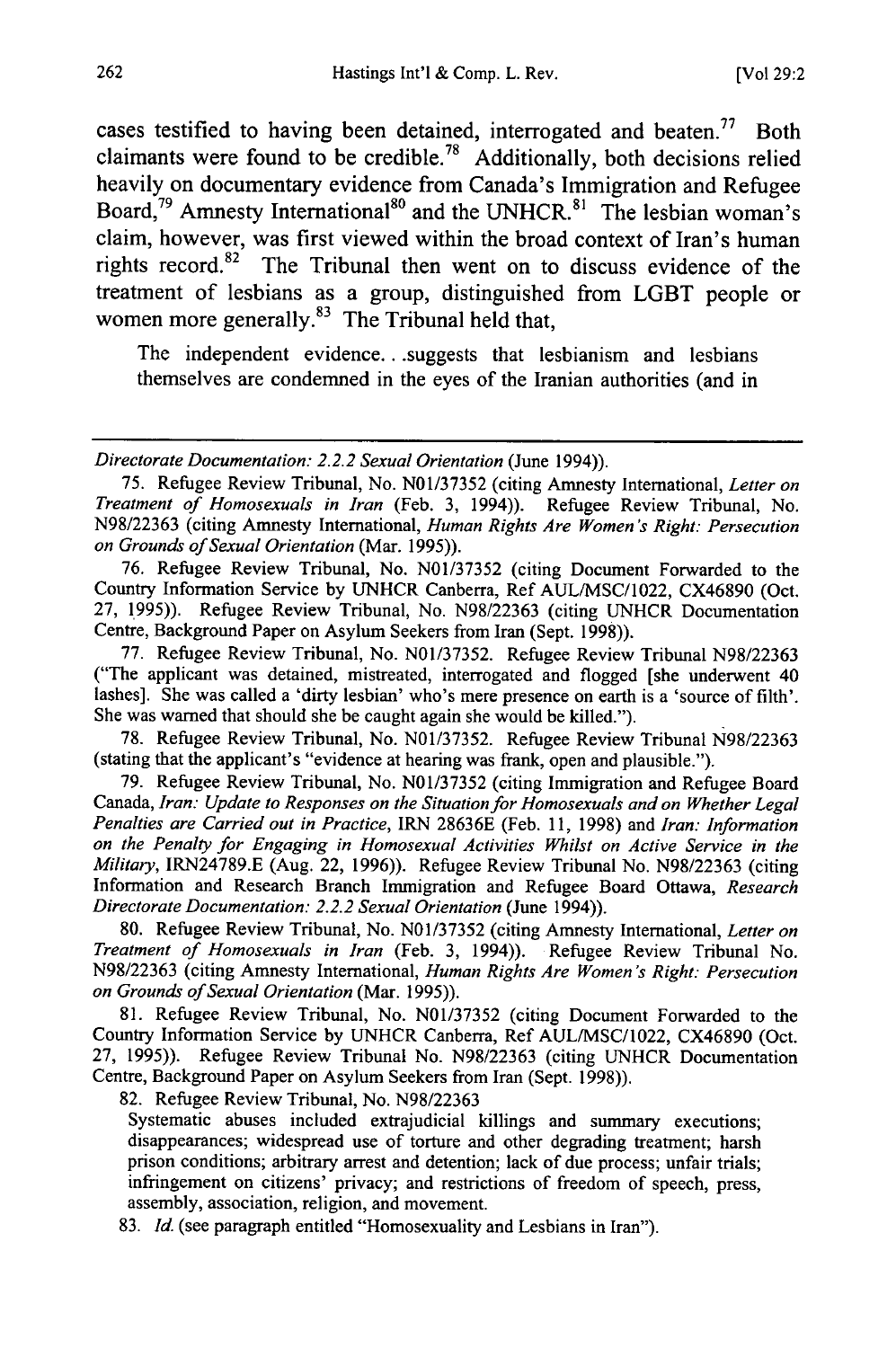cases testified to having been detained, interrogated and beaten.[77] Both claimants were found to be credible.[78] Additionally, both decisions relied heavily on documentary evidence from Canada's Immigration and Refugee Board,[79] Amnesty International[80] and the UNHCR.[81] The lesbian woman's claim, however, was first viewed within the broad context of Iran's human rights record.[82] The Tribunal then went on to discuss evidence of the treatment of lesbians as a group, distinguished from LGBT people or women more generally.[83] The Tribunal held that,

> The independent evidence. . .suggests that lesbianism and lesbians themselves are condemned in the eyes of the Iranian authorities (and in

---

*Directorate Documentation: 2.2.2 Sexual Orientation* (June 1994)).

75. Refugee Review Tribunal, No. N01/37352 (citing Amnesty International, *Letter on Treatment of Homosexuals in Iran* (Feb. 3, 1994)). Refugee Review Tribunal, No. N98/22363 (citing Amnesty International, *Human Rights Are Women's Right: Persecution on Grounds of Sexual Orientation* (Mar. 1995)).

76. Refugee Review Tribunal, No. N01/37352 (citing Document Forwarded to the Country Information Service by UNHCR Canberra, Ref AUL/MSC/1022, CX46890 (Oct. 27, 1995)). Refugee Review Tribunal, No. N98/22363 (citing UNHCR Documentation Centre, Background Paper on Asylum Seekers from Iran (Sept. 1998)).

77. Refugee Review Tribunal, No. N01/37352. Refugee Review Tribunal N98/22363 ("The applicant was detained, mistreated, interrogated and flogged [she underwent 40 lashes]. She was called a 'dirty lesbian' who's mere presence on earth is a 'source of filth'. She was warned that should she be caught again she would be killed.").

78. Refugee Review Tribunal, No. N01/37352. Refugee Review Tribunal N98/22363 (stating that the applicant's "evidence at hearing was frank, open and plausible.").

79. Refugee Review Tribunal, No. N01/37352 (citing Immigration and Refugee Board Canada, *Iran: Update to Responses on the Situation for Homosexuals and on Whether Legal Penalties are Carried out in Practice*, IRN 28636E (Feb. 11, 1998) and *Iran: Information on the Penalty for Engaging in Homosexual Activities Whilst on Active Service in the Military*, IRN24789.E (Aug. 22, 1996)). Refugee Review Tribunal No. N98/22363 (citing Information and Research Branch Immigration and Refugee Board Ottawa, *Research Directorate Documentation: 2.2.2 Sexual Orientation* (June 1994)).

80. Refugee Review Tribunal, No. N01/37352 (citing Amnesty International, *Letter on Treatment of Homosexuals in Iran* (Feb. 3, 1994)). Refugee Review Tribunal No. N98/22363 (citing Amnesty International, *Human Rights Are Women's Right: Persecution on Grounds of Sexual Orientation* (Mar. 1995)).

81. Refugee Review Tribunal, No. N01/37352 (citing Document Forwarded to the Country Information Service by UNHCR Canberra, Ref AUL/MSC/1022, CX46890 (Oct. 27, 1995)). Refugee Review Tribunal No. N98/22363 (citing UNHCR Documentation Centre, Background Paper on Asylum Seekers from Iran (Sept. 1998)).

82. Refugee Review Tribunal, No. N98/22363

> Systematic abuses included extrajudicial killings and summary executions; disappearances; widespread use of torture and other degrading treatment; harsh prison conditions; arbitrary arrest and detention; lack of due process; unfair trials; infringement on citizens' privacy; and restrictions of freedom of speech, press, assembly, association, religion, and movement.

83. *Id.* (see paragraph entitled "Homosexuality and Lesbians in Iran").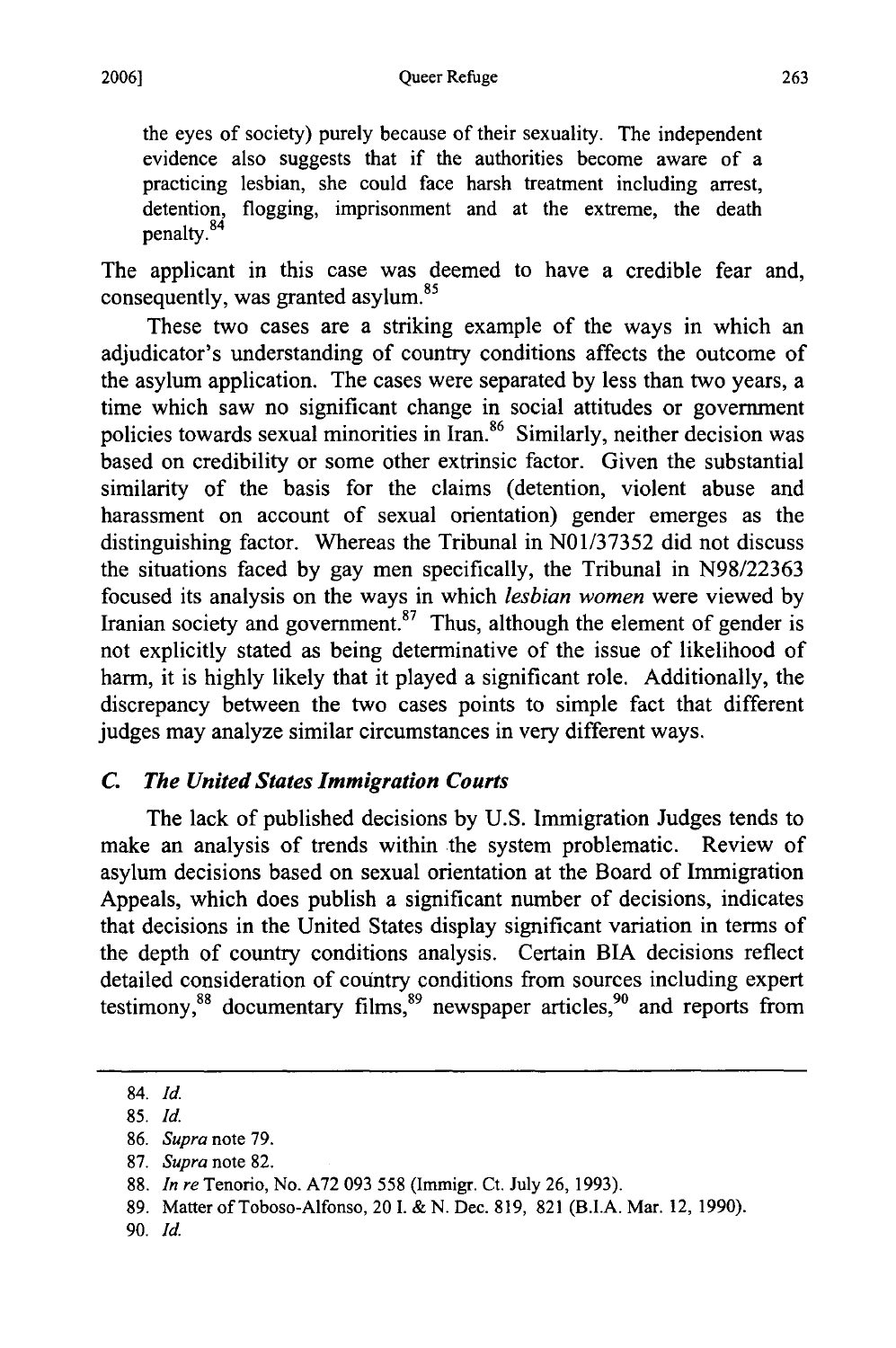the eyes of society) purely because of their sexuality. The independent evidence also suggests that if the authorities become aware of a practicing lesbian, she could face harsh treatment including arrest, detention, flogging, imprisonment and at the extreme, the death penalty.[84]

The applicant in this case was deemed to have a credible fear and, consequently, was granted asylum.[85]

These two cases are a striking example of the ways in which an adjudicator's understanding of country conditions affects the outcome of the asylum application. The cases were separated by less than two years, a time which saw no significant change in social attitudes or government policies towards sexual minorities in Iran.[86] Similarly, neither decision was based on credibility or some other extrinsic factor. Given the substantial similarity of the basis for the claims (detention, violent abuse and harassment on account of sexual orientation) gender emerges as the distinguishing factor. Whereas the Tribunal in N01/37352 did not discuss the situations faced by gay men specifically, the Tribunal in N98/22363 focused its analysis on the ways in which *lesbian women* were viewed by Iranian society and government.[87] Thus, although the element of gender is not explicitly stated as being determinative of the issue of likelihood of harm, it is highly likely that it played a significant role. Additionally, the discrepancy between the two cases points to simple fact that different judges may analyze similar circumstances in very different ways.

### *C. The United States Immigration Courts*

The lack of published decisions by U.S. Immigration Judges tends to make an analysis of trends within the system problematic. Review of asylum decisions based on sexual orientation at the Board of Immigration Appeals, which does publish a significant number of decisions, indicates that decisions in the United States display significant variation in terms of the depth of country conditions analysis. Certain BIA decisions reflect detailed consideration of country conditions from sources including expert testimony,[88] documentary films,[89] newspaper articles,[90] and reports from

---

84. *Id.*

85. *Id.*

86. *Supra* note 79.

87. *Supra* note 82.

88. *In re* Tenorio, No. A72 093 558 (Immigr. Ct. July 26, 1993).

89. Matter of Toboso-Alfonso, 20 I. & N. Dec. 819, 821 (B.I.A. Mar. 12, 1990).

90. *Id.*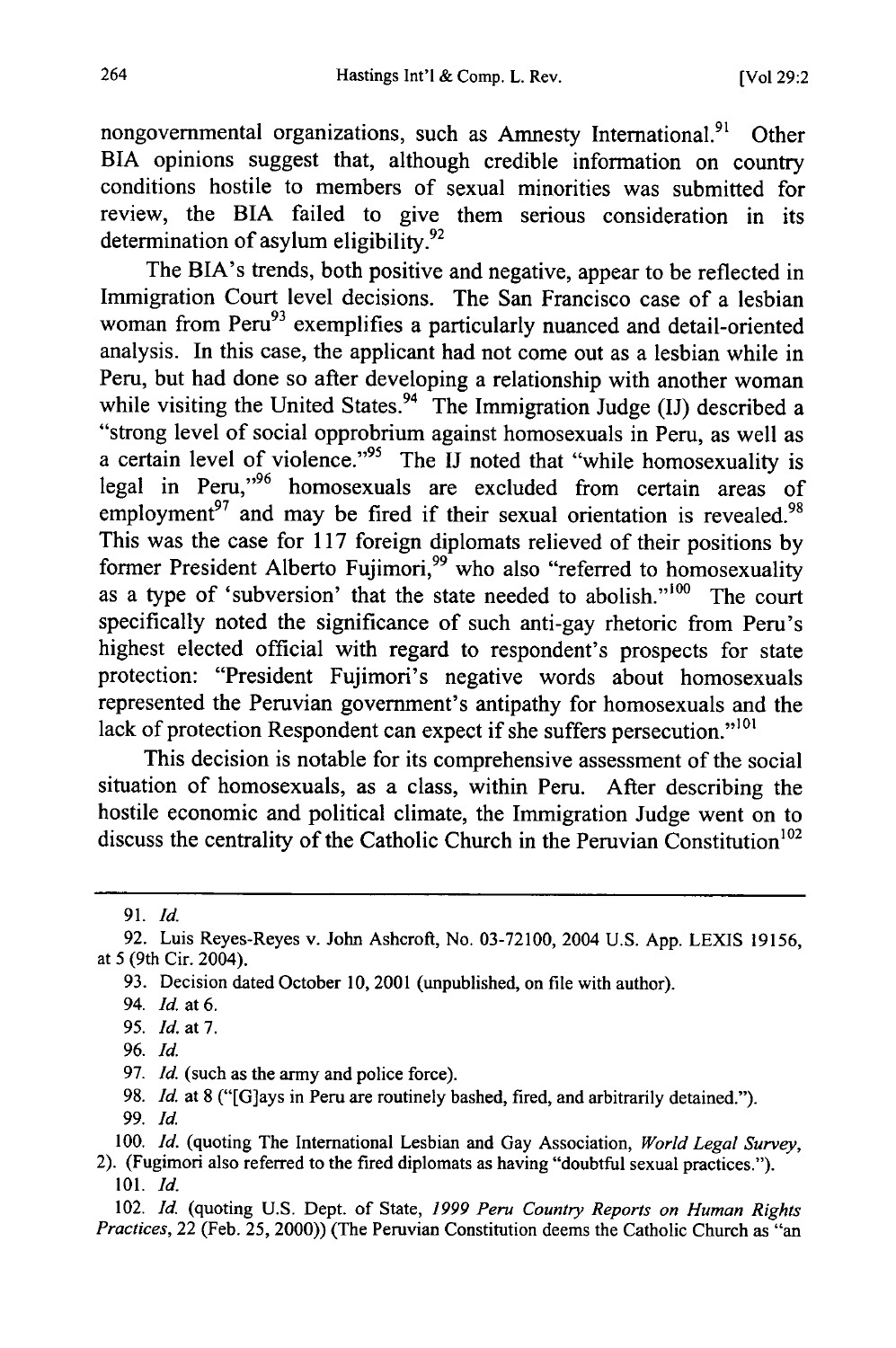nongovernmental organizations, such as Amnesty International.[91] Other BIA opinions suggest that, although credible information on country conditions hostile to members of sexual minorities was submitted for review, the BIA failed to give them serious consideration in its determination of asylum eligibility.[92]

The BIA's trends, both positive and negative, appear to be reflected in Immigration Court level decisions. The San Francisco case of a lesbian woman from Peru[93] exemplifies a particularly nuanced and detail-oriented analysis. In this case, the applicant had not come out as a lesbian while in Peru, but had done so after developing a relationship with another woman while visiting the United States.[94] The Immigration Judge (IJ) described a "strong level of social opprobrium against homosexuals in Peru, as well as a certain level of violence."[95] The IJ noted that "while homosexuality is legal in Peru,"[96] homosexuals are excluded from certain areas of employment[97] and may be fired if their sexual orientation is revealed.[98] This was the case for 117 foreign diplomats relieved of their positions by former President Alberto Fujimori,[99] who also "referred to homosexuality as a type of 'subversion' that the state needed to abolish."[100] The court specifically noted the significance of such anti-gay rhetoric from Peru's highest elected official with regard to respondent's prospects for state protection: "President Fujimori's negative words about homosexuals represented the Peruvian government's antipathy for homosexuals and the lack of protection Respondent can expect if she suffers persecution."[101]

This decision is notable for its comprehensive assessment of the social situation of homosexuals, as a class, within Peru. After describing the hostile economic and political climate, the Immigration Judge went on to discuss the centrality of the Catholic Church in the Peruvian Constitution[102]

---

91. *Id.*

92. Luis Reyes-Reyes v. John Ashcroft, No. 03-72100, 2004 U.S. App. LEXIS 19156, at 5 (9th Cir. 2004).

93. Decision dated October 10, 2001 (unpublished, on file with author).

94. *Id.* at 6.

95. *Id.* at 7.

96. *Id.*

97. *Id.* (such as the army and police force).

98. *Id.* at 8 ("[G]ays in Peru are routinely bashed, fired, and arbitrarily detained.").

99. *Id.*

100. *Id.* (quoting The International Lesbian and Gay Association, *World Legal Survey*, 2). (Fugimori also referred to the fired diplomats as having "doubtful sexual practices.").

101. *Id.*

102. *Id.* (quoting U.S. Dept. of State, *1999 Peru Country Reports on Human Rights Practices*, 22 (Feb. 25, 2000)) (The Peruvian Constitution deems the Catholic Church as "an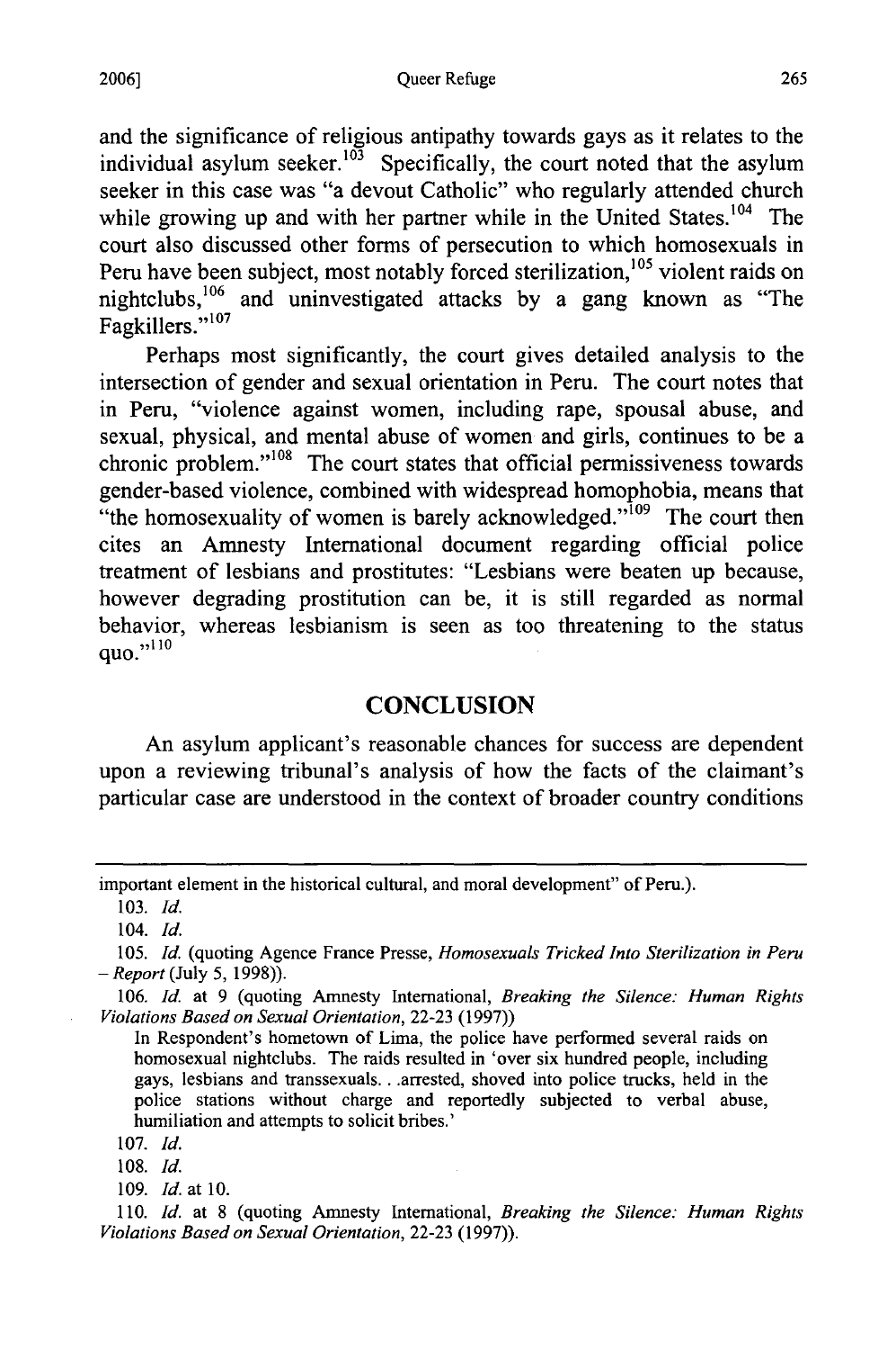and the significance of religious antipathy towards gays as it relates to the individual asylum seeker.[103] Specifically, the court noted that the asylum seeker in this case was "a devout Catholic" who regularly attended church while growing up and with her partner while in the United States.[104] The court also discussed other forms of persecution to which homosexuals in Peru have been subject, most notably forced sterilization,[105] violent raids on nightclubs,[106] and uninvestigated attacks by a gang known as "The Fagkillers."[107]

Perhaps most significantly, the court gives detailed analysis to the intersection of gender and sexual orientation in Peru. The court notes that in Peru, "violence against women, including rape, spousal abuse, and sexual, physical, and mental abuse of women and girls, continues to be a chronic problem."[108] The court states that official permissiveness towards gender-based violence, combined with widespread homophobia, means that "the homosexuality of women is barely acknowledged."[109] The court then cites an Amnesty International document regarding official police treatment of lesbians and prostitutes: "Lesbians were beaten up because, however degrading prostitution can be, it is still regarded as normal behavior, whereas lesbianism is seen as too threatening to the status quo."[110]

## CONCLUSION

An asylum applicant's reasonable chances for success are dependent upon a reviewing tribunal's analysis of how the facts of the claimant's particular case are understood in the context of broader country conditions

---

important element in the historical cultural, and moral development" of Peru.).

103. *Id.*

104. *Id.*

105. *Id.* (quoting Agence France Presse, *Homosexuals Tricked Into Sterilization in Peru – Report* (July 5, 1998)).

106. *Id.* at 9 (quoting Amnesty International, *Breaking the Silence: Human Rights Violations Based on Sexual Orientation*, 22-23 (1997))

> In Respondent's hometown of Lima, the police have performed several raids on homosexual nightclubs. The raids resulted in 'over six hundred people, including gays, lesbians and transsexuals. . .arrested, shoved into police trucks, held in the police stations without charge and reportedly subjected to verbal abuse, humiliation and attempts to solicit bribes.'

107. *Id.*

108. *Id.*

109. *Id.* at 10.

110. *Id.* at 8 (quoting Amnesty International, *Breaking the Silence: Human Rights Violations Based on Sexual Orientation*, 22-23 (1997)).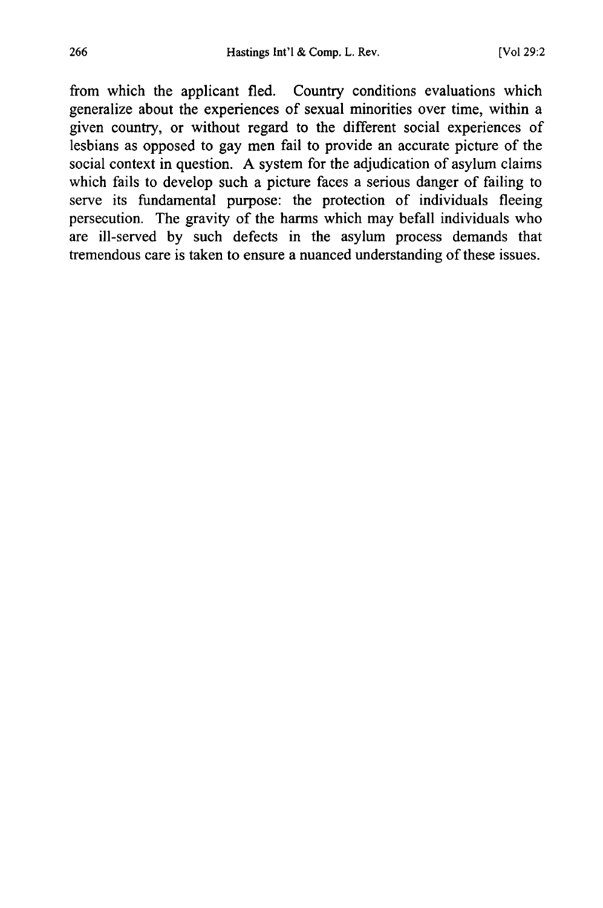from which the applicant fled. Country conditions evaluations which generalize about the experiences of sexual minorities over time, within a given country, or without regard to the different social experiences of lesbians as opposed to gay men fail to provide an accurate picture of the social context in question. A system for the adjudication of asylum claims which fails to develop such a picture faces a serious danger of failing to serve its fundamental purpose: the protection of individuals fleeing persecution. The gravity of the harms which may befall individuals who are ill-served by such defects in the asylum process demands that tremendous care is taken to ensure a nuanced understanding of these issues.